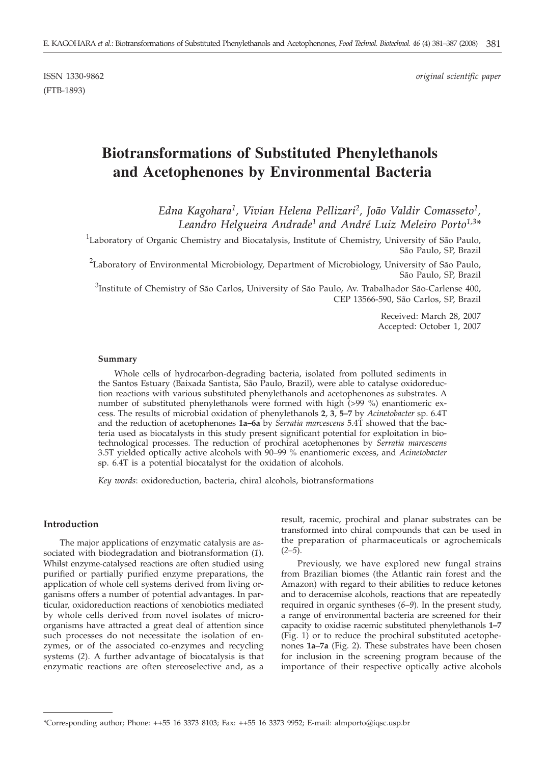ISSN 1330-9862 *original scientific paper*
(FTB-1893)

# Biotransformations of Substituted Phenylethanols and Acetophenones by Environmental Bacteria

*Edna Kagohara[1], Vivian Helena Pellizari[2], João Valdir Comasseto[1], Leandro Helgueira Andrade[1] and André Luiz Meleiro Porto[1,3]**

[1]Laboratory of Organic Chemistry and Biocatalysis, Institute of Chemistry, University of São Paulo, São Paulo, SP, Brazil

[2]Laboratory of Environmental Microbiology, Department of Microbiology, University of São Paulo, São Paulo, SP, Brazil

[3]Institute of Chemistry of São Carlos, University of São Paulo, Av. Trabalhador São-Carlense 400, CEP 13566-590, São Carlos, SP, Brazil

Received: March 28, 2007
Accepted: October 1, 2007

#### Summary

Whole cells of hydrocarbon-degrading bacteria, isolated from polluted sediments in the Santos Estuary (Baixada Santista, São Paulo, Brazil), were able to catalyse oxidoreduction reactions with various substituted phenylethanols and acetophenones as substrates. A number of substituted phenylethanols were formed with high (>99 %) enantiomeric excess. The results of microbial oxidation of phenylethanols **2**, **3**, **5–7** by *Acinetobacter* sp. 6.4T and the reduction of acetophenones **1a–6a** by *Serratia marcescens* 5.4T showed that the bacteria used as biocatalysts in this study present significant potential for exploitation in biotechnological processes. The reduction of prochiral acetophenones by *Serratia marcescens* 3.5T yielded optically active alcohols with 90–99 % enantiomeric excess, and *Acinetobacter* sp. 6.4T is a potential biocatalyst for the oxidation of alcohols.

*Key words*: oxidoreduction, bacteria, chiral alcohols, biotransformations

## Introduction

The major applications of enzymatic catalysis are associated with biodegradation and biotransformation (*1*). Whilst enzyme-catalysed reactions are often studied using purified or partially purified enzyme preparations, the application of whole cell systems derived from living organisms offers a number of potential advantages. In particular, oxidoreduction reactions of xenobiotics mediated by whole cells derived from novel isolates of microorganisms have attracted a great deal of attention since such processes do not necessitate the isolation of enzymes, or of the associated co-enzymes and recycling systems (*2*). A further advantage of biocatalysis is that enzymatic reactions are often stereoselective and, as a result, racemic, prochiral and planar substrates can be transformed into chiral compounds that can be used in the preparation of pharmaceuticals or agrochemicals (*2–5*).

Previously, we have explored new fungal strains from Brazilian biomes (the Atlantic rain forest and the Amazon) with regard to their abilities to reduce ketones and to deracemise alcohols, reactions that are repeatedly required in organic syntheses (*6–9*). In the present study, a range of environmental bacteria are screened for their capacity to oxidise racemic substituted phenylethanols **1–7** (Fig. 1) or to reduce the prochiral substituted acetophenones **1a–7a** (Fig. 2). These substrates have been chosen for inclusion in the screening program because of the importance of their respective optically active alcohols

*Corresponding author; Phone: ++55 16 3373 8103; Fax: ++55 16 3373 9952; E-mail: almporto@iqsc.usp.br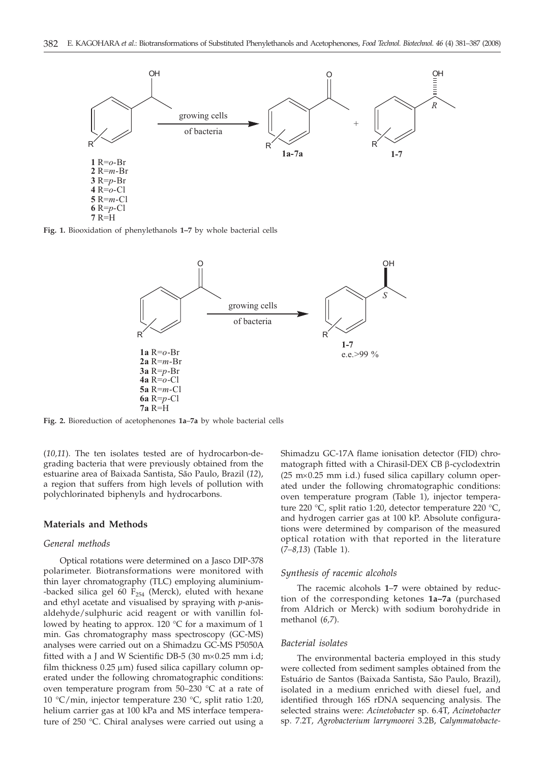**Fig. 1.** Biooxidation of phenylethanols **1–7** by whole bacterial cells

**Fig. 2.** Bioreduction of acetophenones **1a**–**7a** by whole bacterial cells

(*10,11*). The ten isolates tested are of hydrocarbon-degrading bacteria that were previously obtained from the estuarine area of Baixada Santista, São Paulo, Brazil (*12*), a region that suffers from high levels of pollution with polychlorinated biphenyls and hydrocarbons.

## Materials and Methods

### General methods

Optical rotations were determined on a Jasco DIP-378 polarimeter. Biotransformations were monitored with thin layer chromatography (TLC) employing aluminium-backed silica gel 60 $F_{254}$ (Merck), eluted with hexane and ethyl acetate and visualised by spraying with *p*-anisaldehyde/sulphuric acid reagent or with vanillin followed by heating to approx. 120 °C for a maximum of 1 min. Gas chromatography mass spectroscopy (GC-MS) analyses were carried out on a Shimadzu GC-MS P5050A fitted with a J and W Scientific DB-5 (30 m×0.25 mm i.d; film thickness 0.25 μm) fused silica capillary column operated under the following chromatographic conditions: oven temperature program from 50–230 °C at a rate of 10 °C/min, injector temperature 230 °C, split ratio 1:20, helium carrier gas at 100 kPa and MS interface temperature of 250 °C. Chiral analyses were carried out using a Shimadzu GC-17A flame ionisation detector (FID) chromatograph fitted with a Chirasil-DEX CB β-cyclodextrin (25 m×0.25 mm i.d.) fused silica capillary column operated under the following chromatographic conditions: oven temperature program (Table 1), injector temperature 220 °C, split ratio 1:20, detector temperature 220 °C, and hydrogen carrier gas at 100 kP. Absolute configurations were determined by comparison of the measured optical rotation with that reported in the literature (*7–8,13*) (Table 1).

### Synthesis of racemic alcohols

The racemic alcohols **1**–**7** were obtained by reduction of the corresponding ketones **1a–7a** (purchased from Aldrich or Merck) with sodium borohydride in methanol (*6,7*).

### Bacterial isolates

The environmental bacteria employed in this study were collected from sediment samples obtained from the Estuário de Santos (Baixada Santista, São Paulo, Brazil), isolated in a medium enriched with diesel fuel, and identified through 16S rDNA sequencing analysis. The selected strains were: *Acinetobacter* sp. 6.4T, *Acinetobacter* sp. 7.2T, *Agrobacterium larrymoorei* 3.2B, *Calymmatobacte-*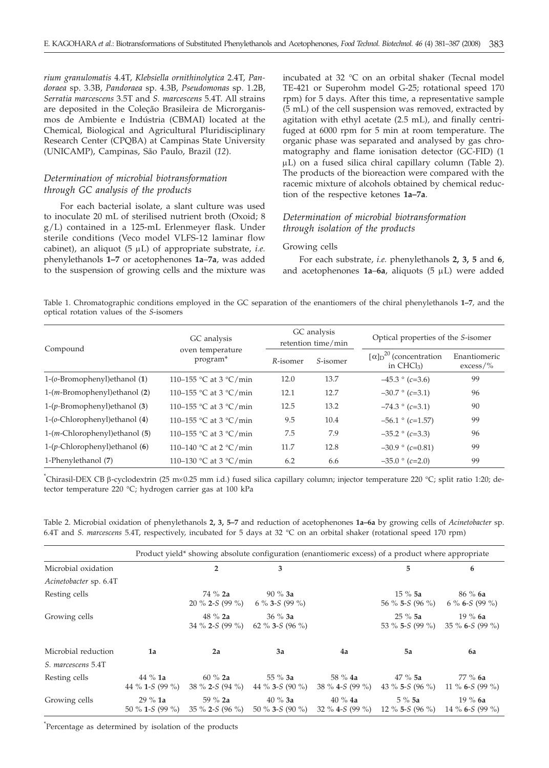*rium granulomatis* 4.4T, *Klebsiella ornithinolytica* 2.4T, *Pandoraea* sp. 3.3B, *Pandoraea* sp. 4.3B, *Pseudomonas* sp. 1.2B, *Serratia marcescens* 3.5T and *S. marcescens* 5.4T. All strains are deposited in the Coleção Brasileira de Microrganismos de Ambiente e Indústria (CBMAI) located at the Chemical, Biological and Agricultural Pluridisciplinary Research Center (CPQBA) at Campinas State University (UNICAMP), Campinas, São Paulo, Brazil (*12*).

### *Determination of microbial biotransformation through GC analysis of the products*

For each bacterial isolate, a slant culture was used to inoculate 20 mL of sterilised nutrient broth (Oxoid; 8 g/L) contained in a 125-mL Erlenmeyer flask. Under sterile conditions (Veco model VLFS-12 laminar flow cabinet), an aliquot (5 μL) of appropriate substrate, *i.e.* phenylethanols **1–7** or acetophenones **1a**–**7a**, was added to the suspension of growing cells and the mixture was incubated at 32 °C on an orbital shaker (Tecnal model TE-421 or Superohm model G-25; rotational speed 170 rpm) for 5 days. After this time, a representative sample (5 mL) of the cell suspension was removed, extracted by agitation with ethyl acetate (2.5 mL), and finally centrifuged at 6000 rpm for 5 min at room temperature. The organic phase was separated and analysed by gas chromatography and flame ionisation detector (GC-FID) (1 μL) on a fused silica chiral capillary column (Table 2). The products of the bioreaction were compared with the racemic mixture of alcohols obtained by chemical reduction of the respective ketones **1a–7a**.

### *Determination of microbial biotransformation through isolation of the products*

#### Growing cells

For each substrate, *i.e.* phenylethanols **2, 3, 5** and **6**, and acetophenones **1a**–**6a**, aliquots (5 μL) were added

Table 1. Chromatographic conditions employed in the GC separation of the enantiomers of the chiral phenylethanols **1–7**, and the optical rotation values of the *S*-isomers

| Compound | GC analysis oven temperature program* | GC analysis retention time/min | | Optical properties of the *S*-isomer | |
|---|---|---|---|---|---|
| | | *R*-isomer | *S*-isomer | $[\alpha]_D^{20}$ (concentration in $CHCl_3$) | Enantiomeric excess/% |
| 1-(*o*-Bromophenyl)ethanol (**1**) | 110–155 °C at 3 °C/min | 12.0 | 13.7 | –45.3 ° (*c*=3.6) | 99 |
| 1-(*m*-Bromophenyl)ethanol (**2**) | 110–155 °C at 3 °C/min | 12.1 | 12.7 | –30.7 ° (*c*=3.1) | 96 |
| 1-(*p*-Bromophenyl)ethanol (**3**) | 110–155 °C at 3 °C/min | 12.5 | 13.2 | –74.3 ° (*c*=3.1) | 90 |
| 1-(*o*-Chlorophenyl)ethanol (**4**) | 110–155 °C at 3 °C/min | 9.5 | 10.4 | –56.1 ° (*c*=1.57) | 99 |
| 1-(*m*-Chlorophenyl)ethanol (**5**) | 110–155 °C at 3 °C/min | 7.5 | 7.9 | –35.2 ° (*c*=3.3) | 96 |
| 1-(*p*-Chlorophenyl)ethanol (**6**) | 110–140 °C at 2 °C/min | 11.7 | 12.8 | –30.9 ° (*c*=0.81) | 99 |
| 1-Phenylethanol (**7**) | 110–130 °C at 3 °C/min | 6.2 | 6.6 | –35.0 ° (*c*=2.0) | 99 |

*Chirasil-DEX CB β-cyclodextrin (25 m×0.25 mm i.d.) fused silica capillary column; injector temperature 220 °C; split ratio 1:20; detector temperature 220 °C; hydrogen carrier gas at 100 kPa

Table 2. Microbial oxidation of phenylethanols **2, 3, 5–7** and reduction of acetophenones **1a–6a** by growing cells of *Acinetobacter* sp. 6.4T and *S. marcescens* 5.4T, respectively, incubated for 5 days at 32 °C on an orbital shaker (rotational speed 170 rpm)

| | Product yield* showing absolute configuration (enantiomeric excess) of a product where appropriate | | | | | |
|---|---|---|---|---|---|---|
| Microbial oxidation | | **2** | **3** | | **5** | **6** |
| *Acinetobacter* sp. 6.4T | | | | | | |
| Resting cells | | 74 % **2a**<br>20 % **2**-*S* (99 %) | 90 % **3a**<br>6 % **3**-*S* (99 %) | | 15 % **5a**<br>56 % **5**-*S* (96 %) | 86 % **6a**<br>6 % **6**-*S* (99 %) |
| Growing cells | | 48 % **2a**<br>34 % **2**-*S* (99 %) | 36 % **3a**<br>62 % **3**-*S* (96 %) | | 25 % **5a**<br>53 % **5**-*S* (99 %) | 19 % **6a**<br>35 % **6**-*S* (99 %) |
| Microbial reduction | **1a** | **2a** | **3a** | **4a** | **5a** | **6a** |
| *S. marcescens* 5.4T | | | | | | |
| Resting cells | 44 % **1a**<br>44 % **1**-*S* (99 %) | 60 % **2a**<br>38 % **2**-*S* (94 %) | 55 % **3a**<br>44 % **3**-*S* (90 %) | 58 % **4a**<br>38 % **4**-*S* (99 %) | 47 % **5a**<br>43 % **5**-*S* (96 %) | 77 % **6a**<br>11 % **6**-*S* (99 %) |
| Growing cells | 29 % **1a**<br>50 % **1**-*S* (99 %) | 59 % **2a**<br>35 % **2**-*S* (96 %) | 40 % **3a**<br>50 % **3**-*S* (90 %) | 40 % **4a**<br>32 % **4**-*S* (99 %) | 5 % **5a**<br>12 % **5**-*S* (96 %) | 19 % **6a**<br>14 % **6**-*S* (99 %) |

*Percentage as determined by isolation of the products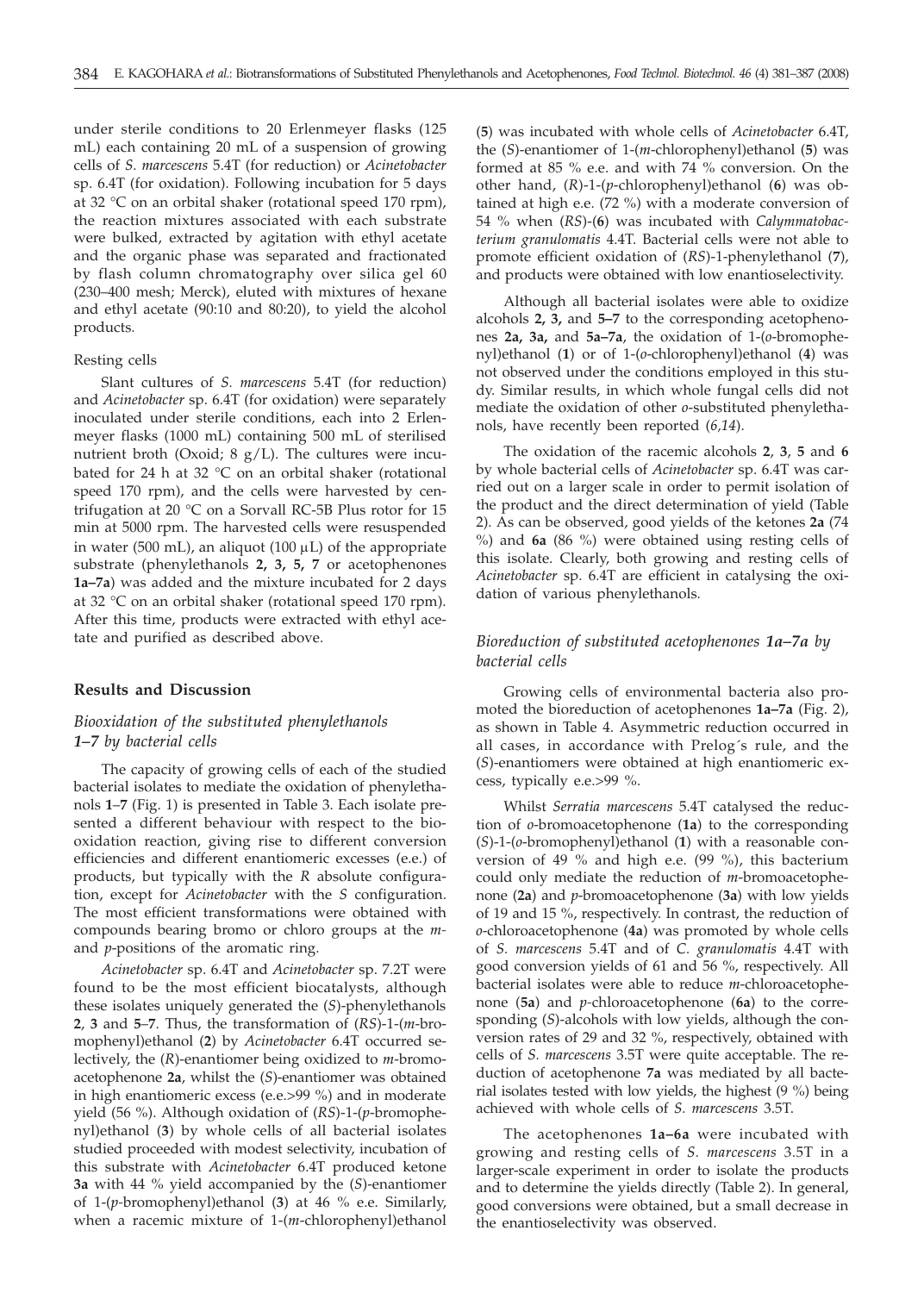under sterile conditions to 20 Erlenmeyer flasks (125 mL) each containing 20 mL of a suspension of growing cells of *S. marcescens* 5.4T (for reduction) or *Acinetobacter* sp. 6.4T (for oxidation). Following incubation for 5 days at 32 °C on an orbital shaker (rotational speed 170 rpm), the reaction mixtures associated with each substrate were bulked, extracted by agitation with ethyl acetate and the organic phase was separated and fractionated by flash column chromatography over silica gel 60 (230–400 mesh; Merck), eluted with mixtures of hexane and ethyl acetate (90:10 and 80:20), to yield the alcohol products.

### Resting cells

Slant cultures of *S. marcescens* 5.4T (for reduction) and *Acinetobacter* sp. 6.4T (for oxidation) were separately inoculated under sterile conditions, each into 2 Erlenmeyer flasks (1000 mL) containing 500 mL of sterilised nutrient broth (Oxoid; 8 g/L). The cultures were incubated for 24 h at 32 °C on an orbital shaker (rotational speed 170 rpm), and the cells were harvested by centrifugation at 20 °C on a Sorvall RC-5B Plus rotor for 15 min at 5000 rpm. The harvested cells were resuspended in water (500 mL), an aliquot (100 μL) of the appropriate substrate (phenylethanols **2, 3, 5, 7** or acetophenones **1a–7a**) was added and the mixture incubated for 2 days at 32 °C on an orbital shaker (rotational speed 170 rpm). After this time, products were extracted with ethyl acetate and purified as described above.

## Results and Discussion

### *Biooxidation of the substituted phenylethanols 1–7 by bacterial cells*

The capacity of growing cells of each of the studied bacterial isolates to mediate the oxidation of phenylethanols **1**–**7** (Fig. 1) is presented in Table 3. Each isolate presented a different behaviour with respect to the biooxidation reaction, giving rise to different conversion efficiencies and different enantiomeric excesses (e.e.) of products, but typically with the *R* absolute configuration, except for *Acinetobacter* with the *S* configuration. The most efficient transformations were obtained with compounds bearing bromo or chloro groups at the *m*- and *p*-positions of the aromatic ring.

*Acinetobacter* sp. 6.4T and *Acinetobacter* sp. 7.2T were found to be the most efficient biocatalysts, although these isolates uniquely generated the (*S*)-phenylethanols **2**, **3** and **5**–**7**. Thus, the transformation of (*RS*)-1-(*m*-bromophenyl)ethanol (**2**) by *Acinetobacter* 6.4T occurred selectively, the (*R*)-enantiomer being oxidized to *m*-bromoacetophenone **2a**, whilst the (*S*)-enantiomer was obtained in high enantiomeric excess (e.e.>99 %) and in moderate yield (56 %). Although oxidation of (*RS*)-1-(*p*-bromophenyl)ethanol (**3**) by whole cells of all bacterial isolates studied proceeded with modest selectivity, incubation of this substrate with *Acinetobacter* 6.4T produced ketone **3a** with 44 % yield accompanied by the (*S*)-enantiomer of 1-(*p*-bromophenyl)ethanol (**3**) at 46 % e.e. Similarly, when a racemic mixture of 1-(*m*-chlorophenyl)ethanol (**5**) was incubated with whole cells of *Acinetobacter* 6.4T, the (*S*)-enantiomer of 1-(*m*-chlorophenyl)ethanol (**5**) was formed at 85 % e.e. and with 74 % conversion. On the other hand, (*R*)-1-(*p*-chlorophenyl)ethanol (**6**) was obtained at high e.e. (72 %) with a moderate conversion of 54 % when (*RS*)-(**6**) was incubated with *Calymmatobacterium granulomatis* 4.4T. Bacterial cells were not able to promote efficient oxidation of (*RS*)-1-phenylethanol (**7**), and products were obtained with low enantioselectivity.

Although all bacterial isolates were able to oxidize alcohols **2, 3,** and **5–7** to the corresponding acetophenones **2a, 3a,** and **5a–7a**, the oxidation of 1-(*o*-bromophenyl)ethanol (**1**) or of 1-(*o*-chlorophenyl)ethanol (**4**) was not observed under the conditions employed in this study. Similar results, in which whole fungal cells did not mediate the oxidation of other *o*-substituted phenylethanols, have recently been reported (*6,14*).

The oxidation of the racemic alcohols **2**, **3**, **5** and **6** by whole bacterial cells of *Acinetobacter* sp. 6.4T was carried out on a larger scale in order to permit isolation of the product and the direct determination of yield (Table 2). As can be observed, good yields of the ketones **2a** (74 %) and **6a** (86 %) were obtained using resting cells of this isolate. Clearly, both growing and resting cells of *Acinetobacter* sp. 6.4T are efficient in catalysing the oxidation of various phenylethanols.

### *Bioreduction of substituted acetophenones 1a–7a by bacterial cells*

Growing cells of environmental bacteria also promoted the bioreduction of acetophenones **1a–7a** (Fig. 2), as shown in Table 4. Asymmetric reduction occurred in all cases, in accordance with Prelog´s rule, and the (*S*)-enantiomers were obtained at high enantiomeric excess, typically e.e.>99 %.

Whilst *Serratia marcescens* 5.4T catalysed the reduction of *o*-bromoacetophenone (**1a**) to the corresponding (*S*)-1-(*o*-bromophenyl)ethanol (**1**) with a reasonable conversion of 49 % and high e.e. (99 %), this bacterium could only mediate the reduction of *m*-bromoacetophenone (**2a**) and *p*-bromoacetophenone (**3a**) with low yields of 19 and 15 %, respectively. In contrast, the reduction of *o*-chloroacetophenone (**4a**) was promoted by whole cells of *S. marcescens* 5.4T and of *C. granulomatis* 4.4T with good conversion yields of 61 and 56 %, respectively. All bacterial isolates were able to reduce *m*-chloroacetophenone (**5a**) and *p*-chloroacetophenone (**6a**) to the corresponding (*S*)-alcohols with low yields, although the conversion rates of 29 and 32 %, respectively, obtained with cells of *S. marcescens* 3.5T were quite acceptable. The reduction of acetophenone **7a** was mediated by all bacterial isolates tested with low yields, the highest (9 %) being achieved with whole cells of *S. marcescens* 3.5T.

The acetophenones **1a–6a** were incubated with growing and resting cells of *S. marcescens* 3.5T in a larger-scale experiment in order to isolate the products and to determine the yields directly (Table 2). In general, good conversions were obtained, but a small decrease in the enantioselectivity was observed.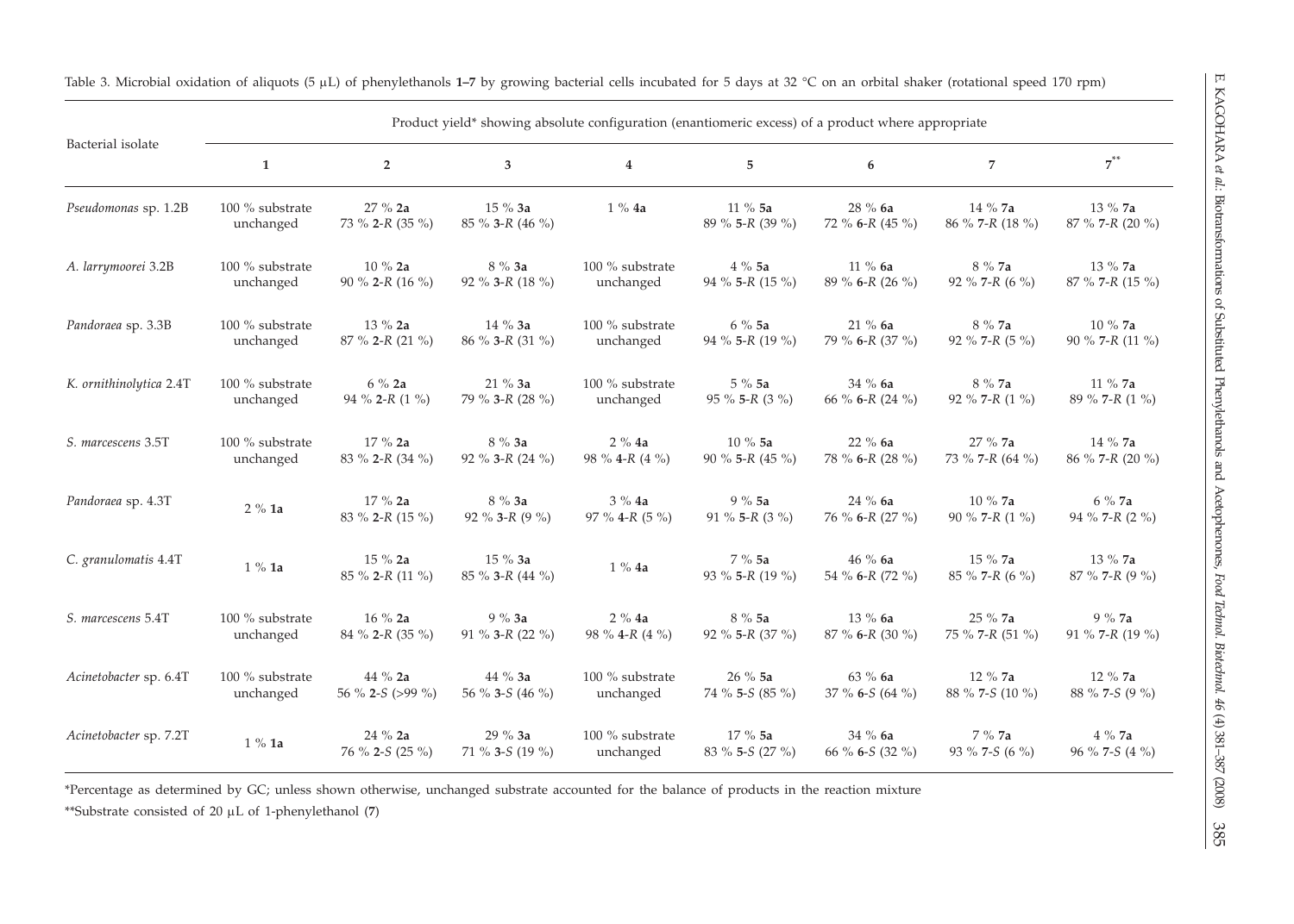Table 3. Microbial oxidation of aliquots (5 μL) of phenylethanols **1–7** by growing bacterial cells incubated for 5 days at 32 °C on an orbital shaker (rotational speed 170 rpm)

| Bacterial isolate | Product yield* showing absolute configuration (enantiomeric excess) of a product where appropriate | | | | | | | |
|---|---|---|---|---|---|---|---|---|
| | **1** | **2** | **3** | **4** | **5** | **6** | **7** | **7**** |
| *Pseudomonas* sp. 1.2B | 100 % substrate unchanged | 27 % **2a** 73 % **2**-*R* (35 %) | 15 % **3a** 85 % **3**-*R* (46 %) | 1 % **4a** | 11 % **5a** 89 % **5**-*R* (39 %) | 28 % **6a** 72 % **6**-*R* (45 %) | 14 % **7a** 86 % **7**-*R* (18 %) | 13 % **7a** 87 % **7**-*R* (20 %) |
| *A. larrymoorei* 3.2B | 100 % substrate unchanged | 10 % **2a** 90 % **2**-*R* (16 %) | 8 % **3a** 92 % **3**-*R* (18 %) | 100 % substrate unchanged | 4 % **5a** 94 % **5**-*R* (15 %) | 11 % **6a** 89 % **6**-*R* (26 %) | 8 % **7a** 92 % **7**-*R* (6 %) | 13 % **7a** 87 % **7**-*R* (15 %) |
| *Pandoraea* sp. 3.3B | 100 % substrate unchanged | 13 % **2a** 87 % **2**-*R* (21 %) | 14 % **3a** 86 % **3**-*R* (31 %) | 100 % substrate unchanged | 6 % **5a** 94 % **5**-*R* (19 %) | 21 % **6a** 79 % **6**-*R* (37 %) | 8 % **7a** 92 % **7**-*R* (5 %) | 10 % **7a** 90 % **7**-*R* (11 %) |
| *K. ornithinolytica* 2.4T | 100 % substrate unchanged | 6 % **2a** 94 % **2**-*R* (1 %) | 21 % **3a** 79 % **3**-*R* (28 %) | 100 % substrate unchanged | 5 % **5a** 95 % **5**-*R* (3 %) | 34 % **6a** 66 % **6**-*R* (24 %) | 8 % **7a** 92 % **7**-*R* (1 %) | 11 % **7a** 89 % **7**-*R* (1 %) |
| *S. marcescens* 3.5T | 100 % substrate unchanged | 17 % **2a** 83 % **2**-*R* (34 %) | 8 % **3a** 92 % **3**-*R* (24 %) | 2 % **4a** 98 % **4**-*R* (4 %) | 10 % **5a** 90 % **5**-*R* (45 %) | 22 % **6a** 78 % **6**-*R* (28 %) | 27 % **7a** 73 % **7**-*R* (64 %) | 14 % **7a** 86 % **7**-*R* (20 %) |
| *Pandoraea* sp. 4.3T | 2 % **1a** | 17 % **2a** 83 % **2**-*R* (15 %) | 8 % **3a** 92 % **3**-*R* (9 %) | 3 % **4a** 97 % **4**-*R* (5 %) | 9 % **5a** 91 % **5**-*R* (3 %) | 24 % **6a** 76 % **6**-*R* (27 %) | 10 % **7a** 90 % **7**-*R* (1 %) | 6 % **7a** 94 % **7**-*R* (2 %) |
| *C. granulomatis* 4.4T | 1 % **1a** | 15 % **2a** 85 % **2**-*R* (11 %) | 15 % **3a** 85 % **3**-*R* (44 %) | 1 % **4a** | 7 % **5a** 93 % **5**-*R* (19 %) | 46 % **6a** 54 % **6**-*R* (72 %) | 15 % **7a** 85 % **7**-*R* (6 %) | 13 % **7a** 87 % **7**-*R* (9 %) |
| *S. marcescens* 5.4T | 100 % substrate unchanged | 16 % **2a** 84 % **2**-*R* (35 %) | 9 % **3a** 91 % **3**-*R* (22 %) | 2 % **4a** 98 % **4**-*R* (4 %) | 8 % **5a** 92 % **5**-*R* (37 %) | 13 % **6a** 87 % **6**-*R* (30 %) | 25 % **7a** 75 % **7**-*R* (51 %) | 9 % **7a** 91 % **7**-*R* (19 %) |
| *Acinetobacter* sp. 6.4T | 100 % substrate unchanged | 44 % **2a** 56 % **2**-*S* (>99 %) | 44 % **3a** 56 % **3**-*S* (46 %) | 100 % substrate unchanged | 26 % **5a** 74 % **5**-*S* (85 %) | 63 % **6a** 37 % **6**-*S* (64 %) | 12 % **7a** 88 % **7**-*S* (10 %) | 12 % **7a** 88 % **7**-*S* (9 %) |
| *Acinetobacter* sp. 7.2T | 1 % **1a** | 24 % **2a** 76 % **2**-*S* (25 %) | 29 % **3a** 71 % **3**-*S* (19 %) | 100 % substrate unchanged | 17 % **5a** 83 % **5**-*S* (27 %) | 34 % **6a** 66 % **6**-*S* (32 %) | 7 % **7a** 93 % **7**-*S* (6 %) | 4 % **7a** 96 % **7**-*S* (4 %) |

*Percentage as determined by GC; unless shown otherwise, unchanged substrate accounted for the balance of products in the reaction mixture

**Substrate consisted of 20 μL of 1-phenylethanol (**7**)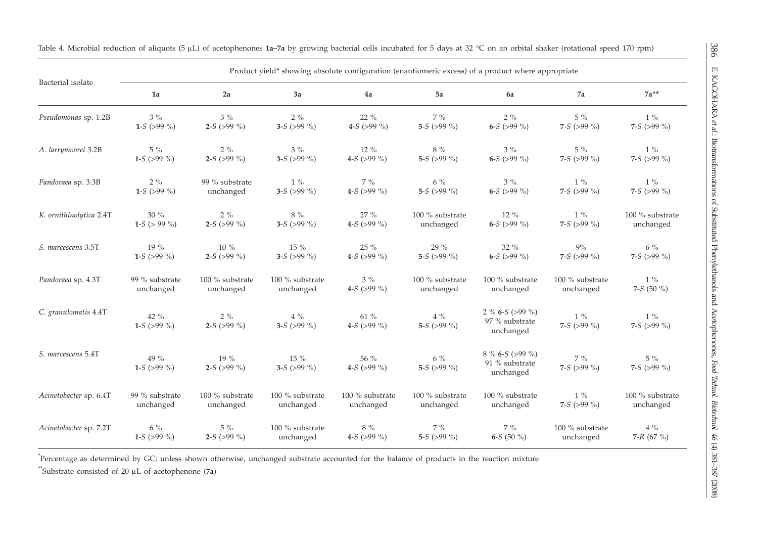Table 4. Microbial reduction of aliquots (5 μL) of acetophenones **1a–7a** by growing bacterial cells incubated for 5 days at 32 °C on an orbital shaker (rotational speed 170 rpm)

| Bacterial isolate | Product yield* showing absolute configuration (enantiomeric excess) of a product where appropriate | | | | | | | |
|---|---|---|---|---|---|---|---|---|
| | **1a** | **2a** | **3a** | **4a** | **5a** | **6a** | **7a** | **7a**** |
| *Pseudomonas* sp. 1.2B | 3 % **1**-*S* (>99 %) | 3 % **2**-*S* (>99 %) | 2 % **3**-*S* (>99 %) | 22 % **4**-*S* (>99 %) | 7 % **5**-*S* (>99 %) | 2 % **6**-*S* (>99 %) | 5 % **7**-*S* (>99 %) | 1 % **7**-*S* (>99 %) |
| *A. larrymoorei* 3.2B | 5 % **1**-*S* (>99 %) | 2 % **2**-*S* (>99 %) | 3 % **3**-*S* (>99 %) | 12 % **4**-*S* (>99 %) | 8 % **5**-*S* (>99 %) | 3 % **6**-*S* (>99 %) | 5 % **7**-*S* (>99 %) | 1 % **7**-*S* (>99 %) |
| *Pandoraea* sp. 3.3B | 2 % **1**-*S* (>99 %) | 99 % substrate unchanged | 1 % **3**-*S* (>99 %) | 7 % **4**-*S* (>99 %) | 6 % **5**-*S* (>99 %) | 3 % **6**-*S* (>99 %) | 1 % **7**-*S* (>99 %) | 1 % **7**-*S* (>99 %) |
| *K. ornithinolytica* 2.4T | 30 % **1**-*S* (> 99 %) | 2 % **2**-*S* (>99 %) | 8 % **3**-*S* (>99 %) | 27 % **4**-*S* (>99 %) | 100 % substrate unchanged | 12 % **6**-*S* (>99 %) | 1 % **7**-*S* (>99 %) | 100 % substrate unchanged |
| *S. marcescens* 3.5T | 19 % **1**-*S* (>99 %) | 10 % **2**-*S* (>99 %) | 15 % **3**-*S* (>99 %) | 25 % **4**-*S* (>99 %) | 29 % **5**-*S* (>99 %) | 32 % **6**-*S* (>99 %) | 9% **7**-*S* (>99 %) | 6 % **7**-*S* (>99 %) |
| *Pandoraea* sp. 4.3T | 99 % substrate unchanged | 100 % substrate unchanged | 100 % substrate unchanged | 3 % **4**-*S* (>99 %) | 100 % substrate unchanged | 100 % substrate unchanged | 100 % substrate unchanged | 1 % **7**-*S* (50 %) |
| *C. granulomatis* 4.4T | 42 % **1**-*S* (>99 %) | 2 % **2**-*S* (>99 %) | 4 % **3**-*S* (>99 %) | 61 % **4**-*S* (>99 %) | 4 % **5**-*S* (>99 %) | 2 % **6**-*S* (>99 %) 97 % substrate unchanged | 1 % **7**-*S* (>99 %) | 1 % **7**-*S* (>99 %) |
| *S. marcescens* 5.4T | 49 % **1**-*S* (>99 %) | 19 % **2**-*S* (>99 %) | 15 % **3**-*S* (>99 %) | 56 % **4**-*S* (>99 %) | 6 % **5**-*S* (>99 %) | 8 % **6**-*S* (>99 %) 91 % substrate unchanged | 7 % **7**-*S* (>99 %) | 5 % **7**-*S* (>99 %) |
| *Acinetobacter* sp. 6.4T | 99 % substrate unchanged | 100 % substrate unchanged | 100 % substrate unchanged | 100 % substrate unchanged | 100 % substrate unchanged | 100 % substrate unchanged | 1 % **7**-*S* (>99 %) | 100 % substrate unchanged |
| *Acinetobacter* sp. 7.2T | 6 % **1**-*S* (>99 %) | 5 % **2**-*S* (>99 %) | 100 % substrate unchanged | 8 % **4**-*S* (>99 %) | 7 % **5**-*S* (>99 %) | 7 % **6**-*S* (50 %) | 100 % substrate unchanged | 4 % **7**-*R* (67 %) |

*Percentage as determined by GC; unless shown otherwise, unchanged substrate accounted for the balance of products in the reaction mixture

**Substrate consisted of 20 μL of acetophenone (**7a**)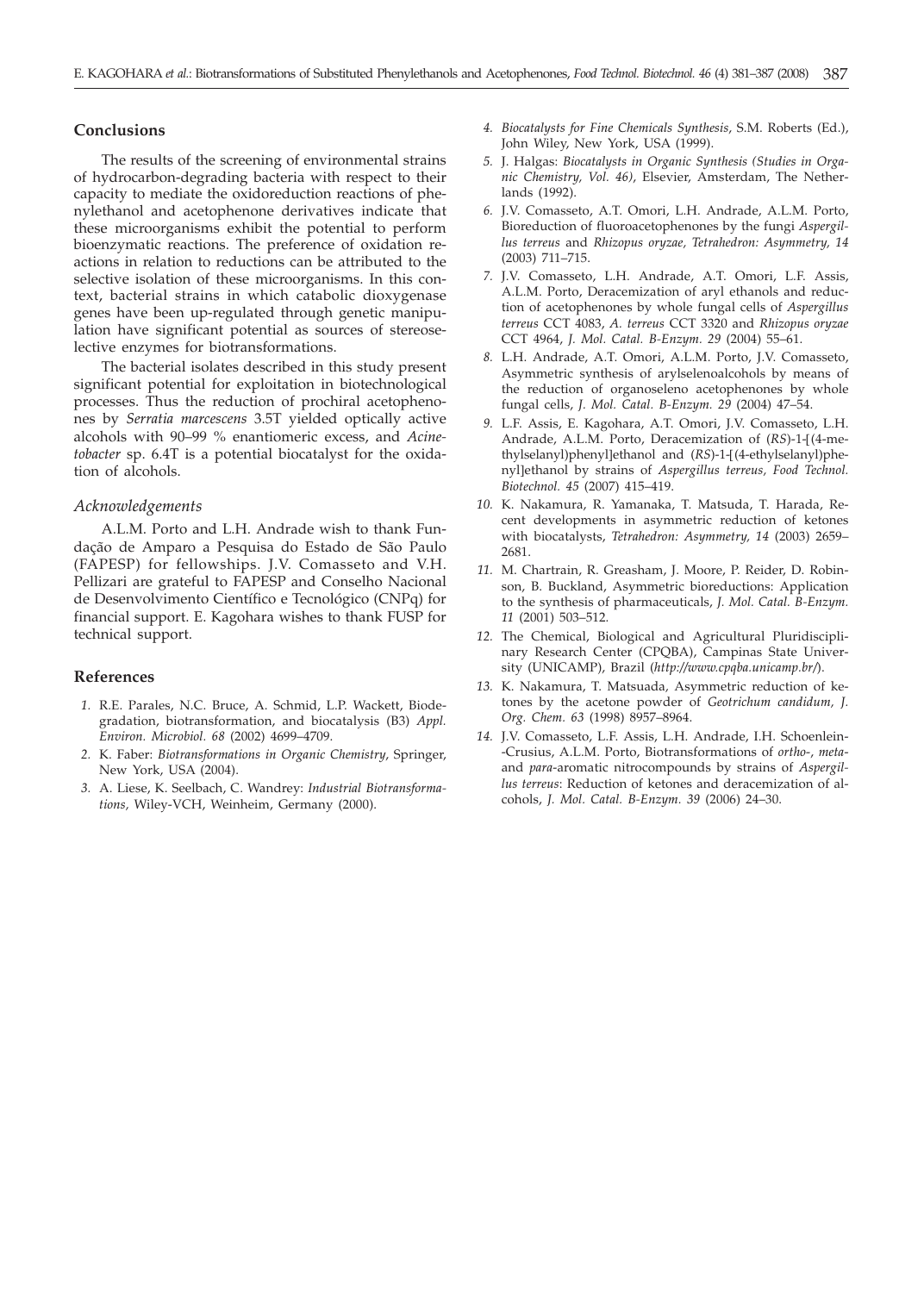## Conclusions

The results of the screening of environmental strains of hydrocarbon-degrading bacteria with respect to their capacity to mediate the oxidoreduction reactions of phenylethanol and acetophenone derivatives indicate that these microorganisms exhibit the potential to perform bioenzymatic reactions. The preference of oxidation reactions in relation to reductions can be attributed to the selective isolation of these microorganisms. In this context, bacterial strains in which catabolic dioxygenase genes have been up-regulated through genetic manipulation have significant potential as sources of stereoselective enzymes for biotransformations.

The bacterial isolates described in this study present significant potential for exploitation in biotechnological processes. Thus the reduction of prochiral acetophenones by *Serratia marcescens* 3.5T yielded optically active alcohols with 90–99 % enantiomeric excess, and *Acinetobacter* sp. 6.4T is a potential biocatalyst for the oxidation of alcohols.

### *Acknowledgements*

A.L.M. Porto and L.H. Andrade wish to thank Fundação de Amparo a Pesquisa do Estado de São Paulo (FAPESP) for fellowships. J.V. Comasseto and V.H. Pellizari are grateful to FAPESP and Conselho Nacional de Desenvolvimento Científico e Tecnológico (CNPq) for financial support. E. Kagohara wishes to thank FUSP for technical support.

## References

1. R.E. Parales, N.C. Bruce, A. Schmid, L.P. Wackett, Biodegradation, biotransformation, and biocatalysis (B3) *Appl. Environ. Microbiol. 68* (2002) 4699–4709.
2. K. Faber: *Biotransformations in Organic Chemistry*, Springer, New York, USA (2004).
3. A. Liese, K. Seelbach, C. Wandrey: *Industrial Biotransformations*, Wiley-VCH, Weinheim, Germany (2000).
4. *Biocatalysts for Fine Chemicals Synthesis*, S.M. Roberts (Ed.), John Wiley, New York, USA (1999).
5. J. Halgas: *Biocatalysts in Organic Synthesis (Studies in Organic Chemistry, Vol. 46)*, Elsevier, Amsterdam, The Netherlands (1992).
6. J.V. Comasseto, A.T. Omori, L.H. Andrade, A.L.M. Porto, Bioreduction of fluoroacetophenones by the fungi *Aspergillus terreus* and *Rhizopus oryzae, Tetrahedron: Asymmetry, 14* (2003) 711–715.
7. J.V. Comasseto, L.H. Andrade, A.T. Omori, L.F. Assis, A.L.M. Porto, Deracemization of aryl ethanols and reduction of acetophenones by whole fungal cells of *Aspergillus terreus* CCT 4083, *A. terreus* CCT 3320 and *Rhizopus oryzae* CCT 4964, *J. Mol. Catal. B-Enzym. 29* (2004) 55–61.
8. L.H. Andrade, A.T. Omori, A.L.M. Porto, J.V. Comasseto, Asymmetric synthesis of arylselenoalcohols by means of the reduction of organoseleno acetophenones by whole fungal cells, *J. Mol. Catal. B-Enzym. 29* (2004) 47–54.
9. L.F. Assis, E. Kagohara, A.T. Omori, J.V. Comasseto, L.H. Andrade, A.L.M. Porto, Deracemization of (*RS*)-1-[(4-methylselanyl)phenyl]ethanol and (*RS*)-1-[(4-ethylselanyl)phenyl]ethanol by strains of *Aspergillus terreus, Food Technol. Biotechnol. 45* (2007) 415–419.
10. K. Nakamura, R. Yamanaka, T. Matsuda, T. Harada, Recent developments in asymmetric reduction of ketones with biocatalysts, *Tetrahedron: Asymmetry, 14* (2003) 2659–2681.
11. M. Chartrain, R. Greasham, J. Moore, P. Reider, D. Robinson, B. Buckland, Asymmetric bioreductions: Application to the synthesis of pharmaceuticals, *J. Mol. Catal. B-Enzym. 11* (2001) 503–512.
12. The Chemical, Biological and Agricultural Pluridisciplinary Research Center (CPQBA), Campinas State University (UNICAMP), Brazil (*http://www.cpqba.unicamp.br/*).
13. K. Nakamura, T. Matsuada, Asymmetric reduction of ketones by the acetone powder of *Geotrichum candidum*, *J. Org. Chem. 63* (1998) 8957–8964.
14. J.V. Comasseto, L.F. Assis, L.H. Andrade, I.H. Schoenlein-Crusius, A.L.M. Porto, Biotransformations of *ortho-*, *meta-* and *para-*aromatic nitrocompounds by strains of *Aspergillus terreus*: Reduction of ketones and deracemization of alcohols, *J. Mol. Catal. B-Enzym. 39* (2006) 24–30.